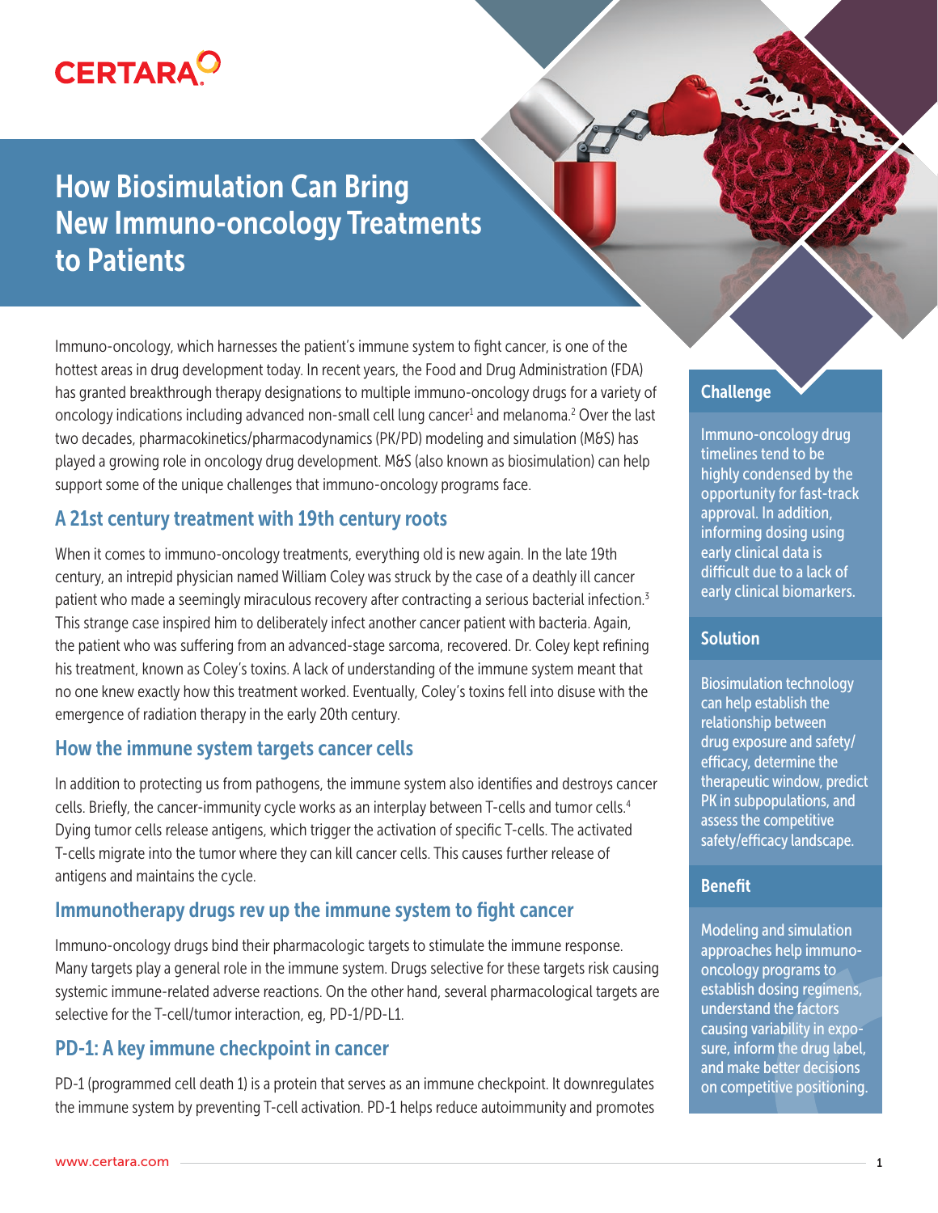CERTARA

# How Biosimulation Can Bring New Immuno-oncology Treatments to Patients

Immuno-oncology, which harnesses the patient's immune system to fight cancer, is one of the hottest areas in drug development today. In recent years, the Food and Drug Administration (FDA) has granted breakthrough therapy designations to multiple immuno-oncology drugs for a variety of oncology indications including advanced non-small cell lung cancer[1] and melanoma.[2] Over the last two decades, pharmacokinetics/pharmacodynamics (PK/PD) modeling and simulation (M&S) has played a growing role in oncology drug development. M&S (also known as biosimulation) can help support some of the unique challenges that immuno-oncology programs face.

## A 21st century treatment with 19th century roots

When it comes to immuno-oncology treatments, everything old is new again. In the late 19th century, an intrepid physician named William Coley was struck by the case of a deathly ill cancer patient who made a seemingly miraculous recovery after contracting a serious bacterial infection.[3] This strange case inspired him to deliberately infect another cancer patient with bacteria. Again, the patient who was suffering from an advanced-stage sarcoma, recovered. Dr. Coley kept refining his treatment, known as Coley's toxins. A lack of understanding of the immune system meant that no one knew exactly how this treatment worked. Eventually, Coley's toxins fell into disuse with the emergence of radiation therapy in the early 20th century.

## How the immune system targets cancer cells

In addition to protecting us from pathogens, the immune system also identifies and destroys cancer cells. Briefly, the cancer-immunity cycle works as an interplay between T-cells and tumor cells.[4] Dying tumor cells release antigens, which trigger the activation of specific T-cells. The activated T-cells migrate into the tumor where they can kill cancer cells. This causes further release of antigens and maintains the cycle.

## Immunotherapy drugs rev up the immune system to fight cancer

Immuno-oncology drugs bind their pharmacologic targets to stimulate the immune response. Many targets play a general role in the immune system. Drugs selective for these targets risk causing systemic immune-related adverse reactions. On the other hand, several pharmacological targets are selective for the T-cell/tumor interaction, eg, PD-1/PD-L1.

## PD-1: A key immune checkpoint in cancer

PD-1 (programmed cell death 1) is a protein that serves as an immune checkpoint. It downregulates the immune system by preventing T-cell activation. PD-1 helps reduce autoimmunity and promotes

### Challenge

Immuno-oncology drug timelines tend to be highly condensed by the opportunity for fast-track approval. In addition, informing dosing using early clinical data is difficult due to a lack of early clinical biomarkers.

### Solution

Biosimulation technology can help establish the relationship between drug exposure and safety/efficacy, determine the therapeutic window, predict PK in subpopulations, and assess the competitive safety/efficacy landscape.

### Benefit

Modeling and simulation approaches help immuno-oncology programs to establish dosing regimens, understand the factors causing variability in exposure, inform the drug label, and make better decisions on competitive positioning.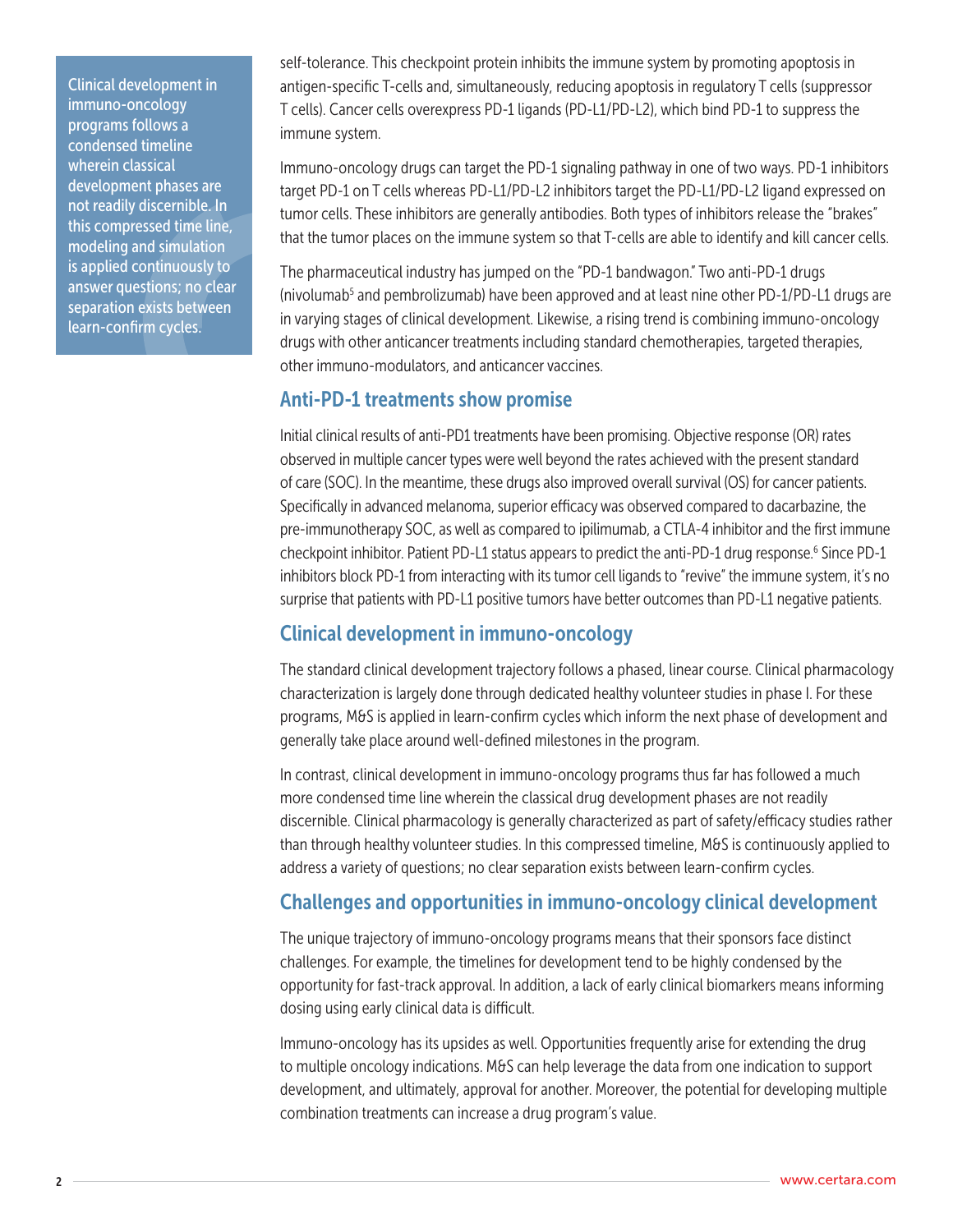Clinical development in immuno-oncology programs follows a condensed timeline wherein classical development phases are not readily discernible. In this compressed time line, modeling and simulation is applied continuously to answer questions; no clear separation exists between learn-confirm cycles.

self-tolerance. This checkpoint protein inhibits the immune system by promoting apoptosis in antigen-specific T-cells and, simultaneously, reducing apoptosis in regulatory T cells (suppressor T cells). Cancer cells overexpress PD-1 ligands (PD-L1/PD-L2), which bind PD-1 to suppress the immune system.

Immuno-oncology drugs can target the PD-1 signaling pathway in one of two ways. PD-1 inhibitors target PD-1 on T cells whereas PD-L1/PD-L2 inhibitors target the PD-L1/PD-L2 ligand expressed on tumor cells. These inhibitors are generally antibodies. Both types of inhibitors release the "brakes" that the tumor places on the immune system so that T-cells are able to identify and kill cancer cells.

The pharmaceutical industry has jumped on the "PD-1 bandwagon." Two anti-PD-1 drugs (nivolumab[5] and pembrolizumab) have been approved and at least nine other PD-1/PD-L1 drugs are in varying stages of clinical development. Likewise, a rising trend is combining immuno-oncology drugs with other anticancer treatments including standard chemotherapies, targeted therapies, other immuno-modulators, and anticancer vaccines.

## Anti-PD-1 treatments show promise

Initial clinical results of anti-PD1 treatments have been promising. Objective response (OR) rates observed in multiple cancer types were well beyond the rates achieved with the present standard of care (SOC). In the meantime, these drugs also improved overall survival (OS) for cancer patients. Specifically in advanced melanoma, superior efficacy was observed compared to dacarbazine, the pre-immunotherapy SOC, as well as compared to ipilimumab, a CTLA-4 inhibitor and the first immune checkpoint inhibitor. Patient PD-L1 status appears to predict the anti-PD-1 drug response.[6] Since PD-1 inhibitors block PD-1 from interacting with its tumor cell ligands to "revive" the immune system, it's no surprise that patients with PD-L1 positive tumors have better outcomes than PD-L1 negative patients.

## Clinical development in immuno-oncology

The standard clinical development trajectory follows a phased, linear course. Clinical pharmacology characterization is largely done through dedicated healthy volunteer studies in phase I. For these programs, M&S is applied in learn-confirm cycles which inform the next phase of development and generally take place around well-defined milestones in the program.

In contrast, clinical development in immuno-oncology programs thus far has followed a much more condensed time line wherein the classical drug development phases are not readily discernible. Clinical pharmacology is generally characterized as part of safety/efficacy studies rather than through healthy volunteer studies. In this compressed timeline, M&S is continuously applied to address a variety of questions; no clear separation exists between learn-confirm cycles.

## Challenges and opportunities in immuno-oncology clinical development

The unique trajectory of immuno-oncology programs means that their sponsors face distinct challenges. For example, the timelines for development tend to be highly condensed by the opportunity for fast-track approval. In addition, a lack of early clinical biomarkers means informing dosing using early clinical data is difficult.

Immuno-oncology has its upsides as well. Opportunities frequently arise for extending the drug to multiple oncology indications. M&S can help leverage the data from one indication to support development, and ultimately, approval for another. Moreover, the potential for developing multiple combination treatments can increase a drug program's value.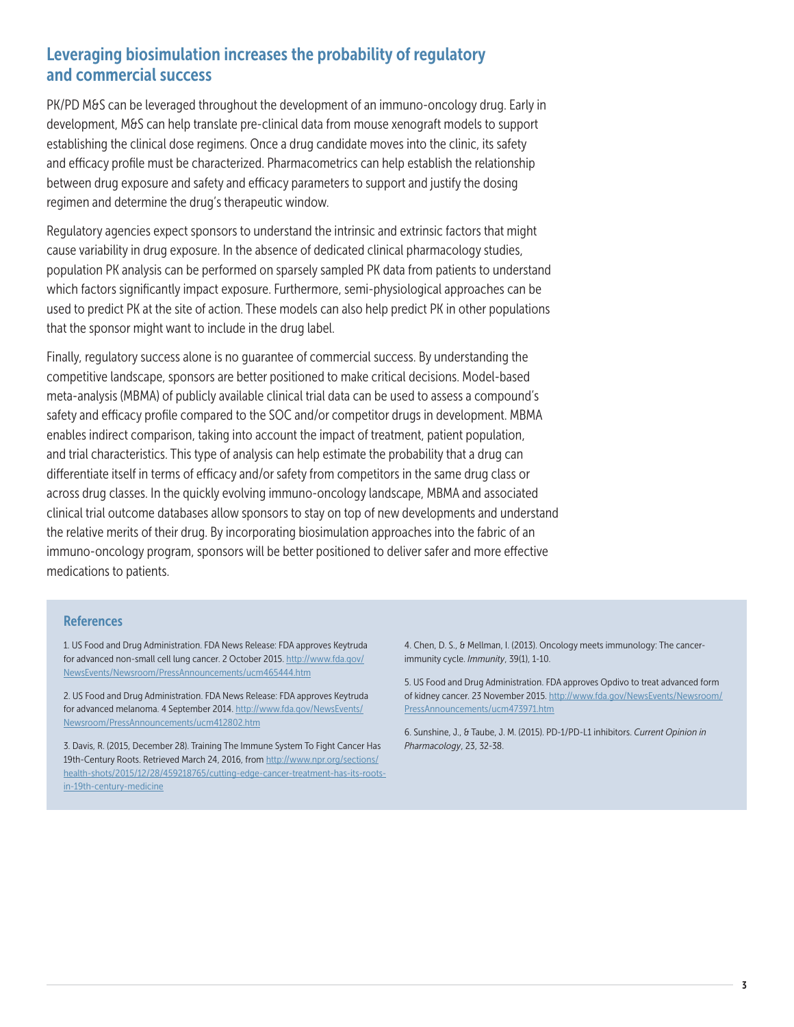## Leveraging biosimulation increases the probability of regulatory and commercial success

PK/PD M&S can be leveraged throughout the development of an immuno-oncology drug. Early in development, M&S can help translate pre-clinical data from mouse xenograft models to support establishing the clinical dose regimens. Once a drug candidate moves into the clinic, its safety and efficacy profile must be characterized. Pharmacometrics can help establish the relationship between drug exposure and safety and efficacy parameters to support and justify the dosing regimen and determine the drug's therapeutic window.

Regulatory agencies expect sponsors to understand the intrinsic and extrinsic factors that might cause variability in drug exposure. In the absence of dedicated clinical pharmacology studies, population PK analysis can be performed on sparsely sampled PK data from patients to understand which factors significantly impact exposure. Furthermore, semi-physiological approaches can be used to predict PK at the site of action. These models can also help predict PK in other populations that the sponsor might want to include in the drug label.

Finally, regulatory success alone is no guarantee of commercial success. By understanding the competitive landscape, sponsors are better positioned to make critical decisions. Model-based meta-analysis (MBMA) of publicly available clinical trial data can be used to assess a compound's safety and efficacy profile compared to the SOC and/or competitor drugs in development. MBMA enables indirect comparison, taking into account the impact of treatment, patient population, and trial characteristics. This type of analysis can help estimate the probability that a drug can differentiate itself in terms of efficacy and/or safety from competitors in the same drug class or across drug classes. In the quickly evolving immuno-oncology landscape, MBMA and associated clinical trial outcome databases allow sponsors to stay on top of new developments and understand the relative merits of their drug. By incorporating biosimulation approaches into the fabric of an immuno-oncology program, sponsors will be better positioned to deliver safer and more effective medications to patients.

### References

1. US Food and Drug Administration. FDA News Release: FDA approves Keytruda for advanced non-small cell lung cancer. 2 October 2015. http://www.fda.gov/NewsEvents/Newsroom/PressAnnouncements/ucm465444.htm

2. US Food and Drug Administration. FDA News Release: FDA approves Keytruda for advanced melanoma. 4 September 2014. http://www.fda.gov/NewsEvents/Newsroom/PressAnnouncements/ucm412802.htm

3. Davis, R. (2015, December 28). Training The Immune System To Fight Cancer Has 19th-Century Roots. Retrieved March 24, 2016, from http://www.npr.org/sections/health-shots/2015/12/28/459218765/cutting-edge-cancer-treatment-has-its-roots-in-19th-century-medicine

4. Chen, D. S., & Mellman, I. (2013). Oncology meets immunology: The cancer-immunity cycle. *Immunity*, 39(1), 1-10.

5. US Food and Drug Administration. FDA approves Opdivo to treat advanced form of kidney cancer. 23 November 2015. http://www.fda.gov/NewsEvents/Newsroom/PressAnnouncements/ucm473971.htm

6. Sunshine, J., & Taube, J. M. (2015). PD-1/PD-L1 inhibitors. *Current Opinion in Pharmacology*, 23, 32-38.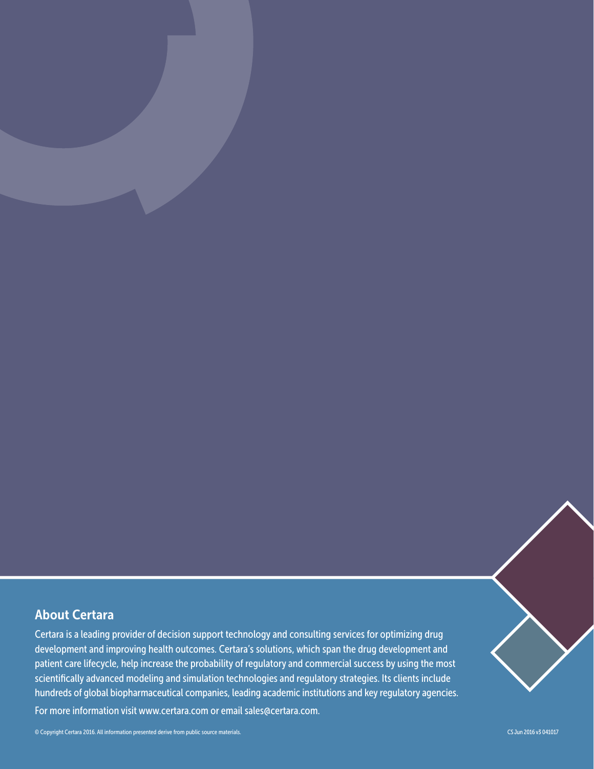## About Certara

Certara is a leading provider of decision support technology and consulting services for optimizing drug development and improving health outcomes. Certara's solutions, which span the drug development and patient care lifecycle, help increase the probability of regulatory and commercial success by using the most scientifically advanced modeling and simulation technologies and regulatory strategies. Its clients include hundreds of global biopharmaceutical companies, leading academic institutions and key regulatory agencies.

For more information visit www.certara.com or email sales@certara.com.

© Copyright Certara 2016. All information presented derive from public source materials.

CS Jun 2016 v3 041017